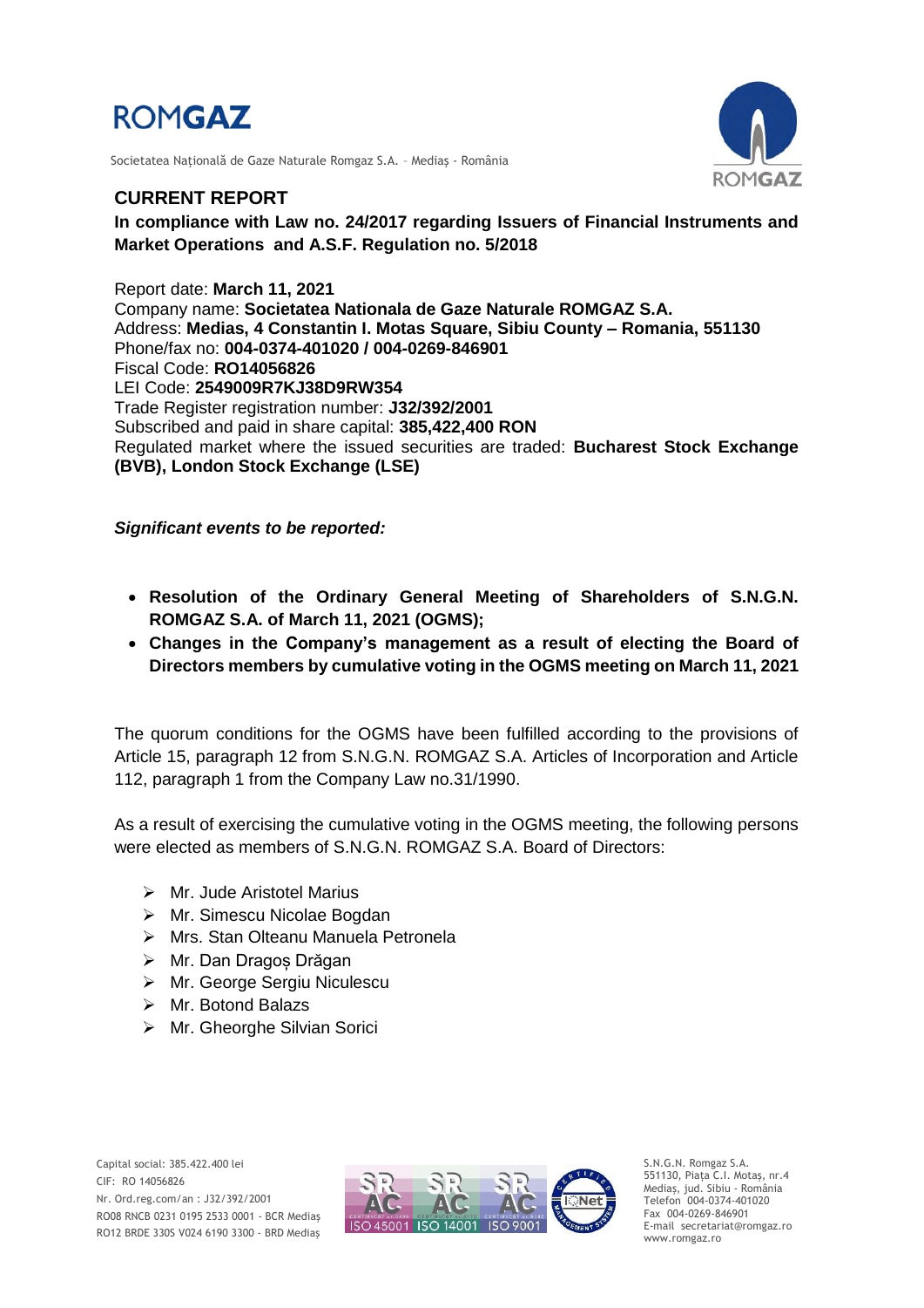# ROMGAZ

Societatea Națională de Gaze Naturale Romgaz S.A. – Mediaș - România

## CURRENT REPORT

**In compliance with Law no. 24/2017 regarding Issuers of Financial Instruments and Market Operations and A.S.F. Regulation no. 5/2018**

Report date: **March 11, 2021**
Company name: **Societatea Nationala de Gaze Naturale ROMGAZ S.A.**
Address: **Medias, 4 Constantin I. Motas Square, Sibiu County – Romania, 551130**
Phone/fax no: **004-0374-401020 / 004-0269-846901**
Fiscal Code: **RO14056826**
LEI Code: **2549009R7KJ38D9RW354**
Trade Register registration number: **J32/392/2001**
Subscribed and paid in share capital: **385,422,400 RON**
Regulated market where the issued securities are traded: **Bucharest Stock Exchange (BVB), London Stock Exchange (LSE)**

***Significant events to be reported:***

- **Resolution of the Ordinary General Meeting of Shareholders of S.N.G.N. ROMGAZ S.A. of March 11, 2021 (OGMS);**
- **Changes in the Company's management as a result of electing the Board of Directors members by cumulative voting in the OGMS meeting on March 11, 2021**

The quorum conditions for the OGMS have been fulfilled according to the provisions of Article 15, paragraph 12 from S.N.G.N. ROMGAZ S.A. Articles of Incorporation and Article 112, paragraph 1 from the Company Law no.31/1990.

As a result of exercising the cumulative voting in the OGMS meeting, the following persons were elected as members of S.N.G.N. ROMGAZ S.A. Board of Directors:

- Mr. Jude Aristotel Marius
- Mr. Simescu Nicolae Bogdan
- Mrs. Stan Olteanu Manuela Petronela
- Mr. Dan Dragoș Drăgan
- Mr. George Sergiu Niculescu
- Mr. Botond Balazs
- Mr. Gheorghe Silvian Sorici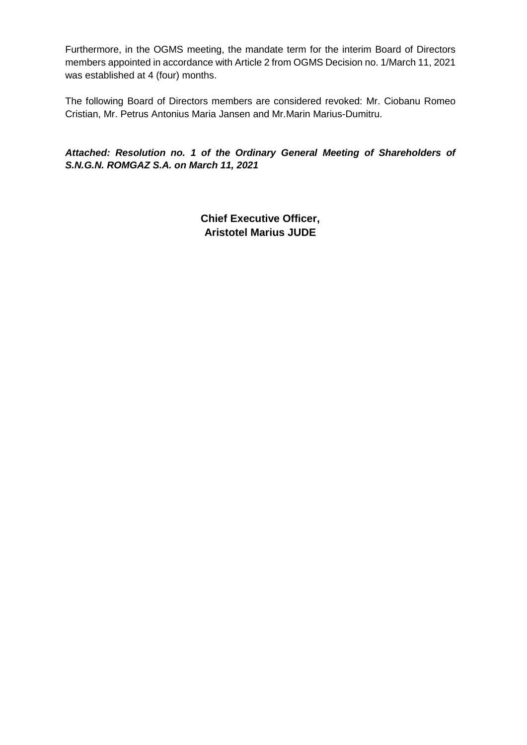Furthermore, in the OGMS meeting, the mandate term for the interim Board of Directors members appointed in accordance with Article 2 from OGMS Decision no. 1/March 11, 2021 was established at 4 (four) months.

The following Board of Directors members are considered revoked: Mr. Ciobanu Romeo Cristian, Mr. Petrus Antonius Maria Jansen and Mr.Marin Marius-Dumitru.

***Attached: Resolution no. 1 of the Ordinary General Meeting of Shareholders of S.N.G.N. ROMGAZ S.A. on March 11, 2021***

**Chief Executive Officer,**
**Aristotel Marius JUDE**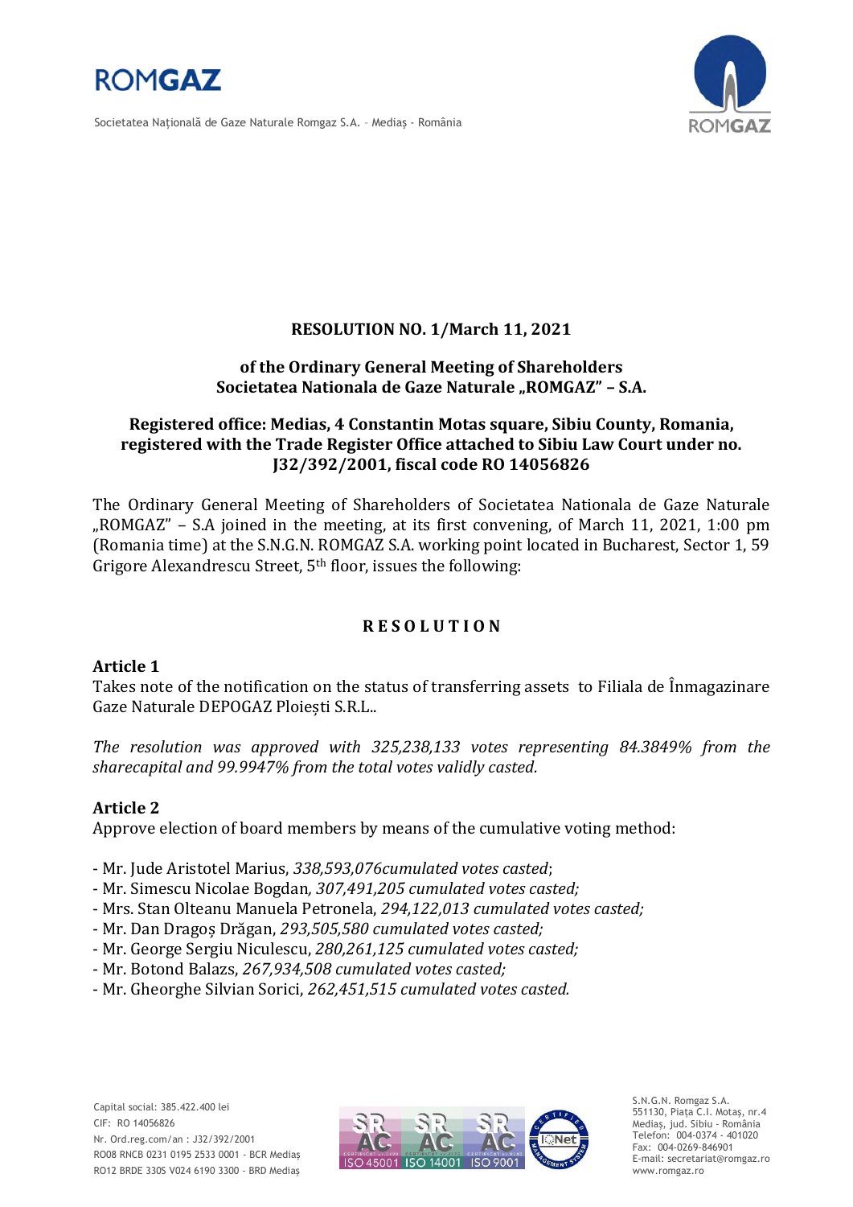**RESOLUTION NO. 1/March 11, 2021**

**of the Ordinary General Meeting of Shareholders Societatea Nationala de Gaze Naturale „ROMGAZ" – S.A.**

**Registered office: Medias, 4 Constantin Motas square, Sibiu County, Romania, registered with the Trade Register Office attached to Sibiu Law Court under no. J32/392/2001, fiscal code RO 14056826**

The Ordinary General Meeting of Shareholders of Societatea Nationala de Gaze Naturale „ROMGAZ" – S.A joined in the meeting, at its first convening, of March 11, 2021, 1:00 pm (Romania time) at the S.N.G.N. ROMGAZ S.A. working point located in Bucharest, Sector 1, 59 Grigore Alexandrescu Street, 5th floor, issues the following:

**R E S O L U T I O N**

**Article 1**

Takes note of the notification on the status of transferring assets to Filiala de Înmagazinare Gaze Naturale DEPOGAZ Ploieşti S.R.L..

*The resolution was approved with 325,238,133 votes representing 84.3849% from the sharecapital and 99.9947% from the total votes validly casted.*

**Article 2**

Approve election of board members by means of the cumulative voting method:

- Mr. Jude Aristotel Marius, *338,593,076cumulated votes casted*;
- Mr. Simescu Nicolae Bogdan, *307,491,205 cumulated votes casted;*
- Mrs. Stan Olteanu Manuela Petronela, *294,122,013 cumulated votes casted;*
- Mr. Dan Dragoș Drăgan, *293,505,580 cumulated votes casted;*
- Mr. George Sergiu Niculescu, *280,261,125 cumulated votes casted;*
- Mr. Botond Balazs, *267,934,508 cumulated votes casted;*
- Mr. Gheorghe Silvian Sorici, *262,451,515 cumulated votes casted.*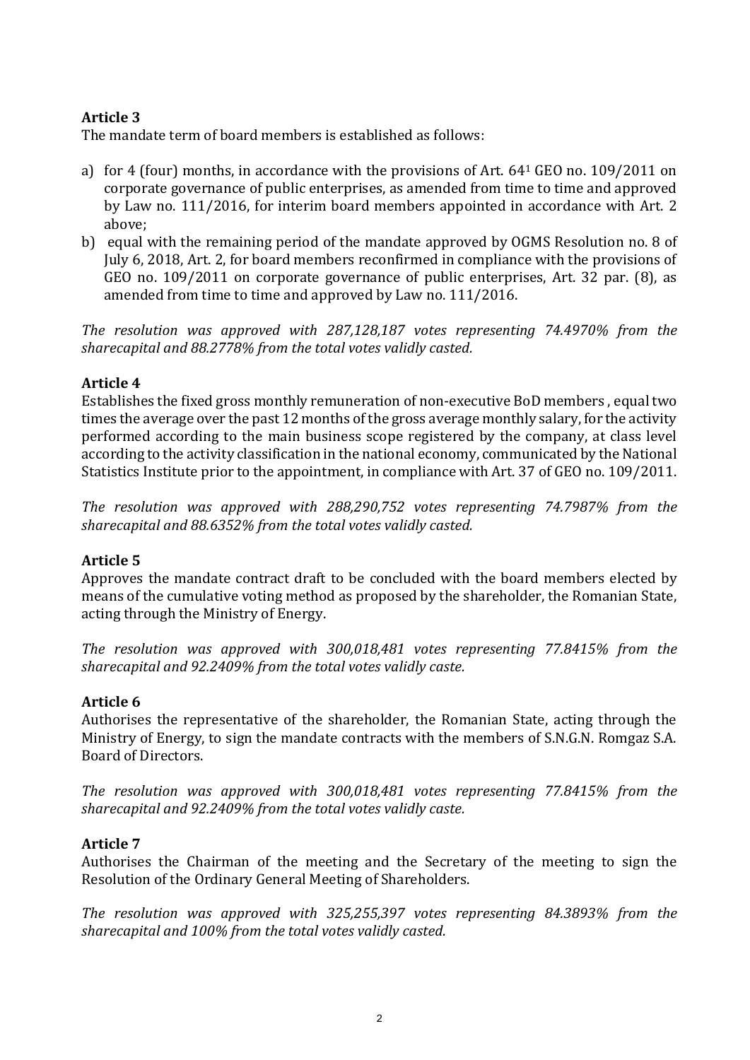### Article 3

The mandate term of board members is established as follows:

a) for 4 (four) months, in accordance with the provisions of Art. 64[1] GEO no. 109/2011 on corporate governance of public enterprises, as amended from time to time and approved by Law no. 111/2016, for interim board members appointed in accordance with Art. 2 above;
b) equal with the remaining period of the mandate approved by OGMS Resolution no. 8 of July 6, 2018, Art. 2, for board members reconfirmed in compliance with the provisions of GEO no. 109/2011 on corporate governance of public enterprises, Art. 32 par. (8), as amended from time to time and approved by Law no. 111/2016.

*The resolution was approved with 287,128,187 votes representing 74.4970% from the sharecapital and 88.2778% from the total votes validly casted.*

### Article 4

Establishes the fixed gross monthly remuneration of non-executive BoD members , equal two times the average over the past 12 months of the gross average monthly salary, for the activity performed according to the main business scope registered by the company, at class level according to the activity classification in the national economy, communicated by the National Statistics Institute prior to the appointment, in compliance with Art. 37 of GEO no. 109/2011.

*The resolution was approved with 288,290,752 votes representing 74.7987% from the sharecapital and 88.6352% from the total votes validly casted.*

### Article 5

Approves the mandate contract draft to be concluded with the board members elected by means of the cumulative voting method as proposed by the shareholder, the Romanian State, acting through the Ministry of Energy.

*The resolution was approved with 300,018,481 votes representing 77.8415% from the sharecapital and 92.2409% from the total votes validly caste.*

### Article 6

Authorises the representative of the shareholder, the Romanian State, acting through the Ministry of Energy, to sign the mandate contracts with the members of S.N.G.N. Romgaz S.A. Board of Directors.

*The resolution was approved with 300,018,481 votes representing 77.8415% from the sharecapital and 92.2409% from the total votes validly caste.*

### Article 7

Authorises the Chairman of the meeting and the Secretary of the meeting to sign the Resolution of the Ordinary General Meeting of Shareholders.

*The resolution was approved with 325,255,397 votes representing 84.3893% from the sharecapital and 100% from the total votes validly casted.*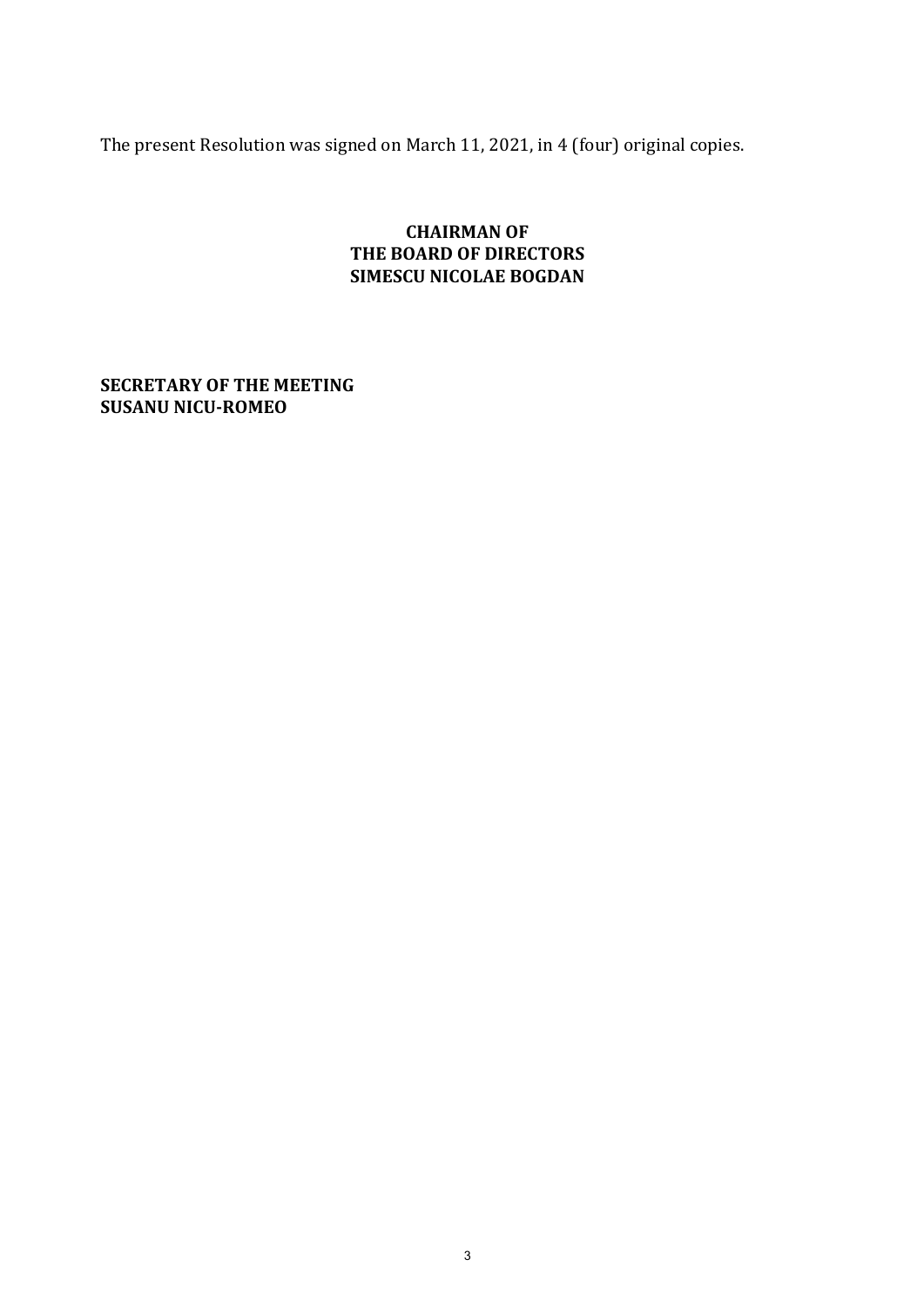The present Resolution was signed on March 11, 2021, in 4 (four) original copies.

**CHAIRMAN OF**
**THE BOARD OF DIRECTORS**
**SIMESCU NICOLAE BOGDAN**

**SECRETARY OF THE MEETING**
**SUSANU NICU-ROMEO**